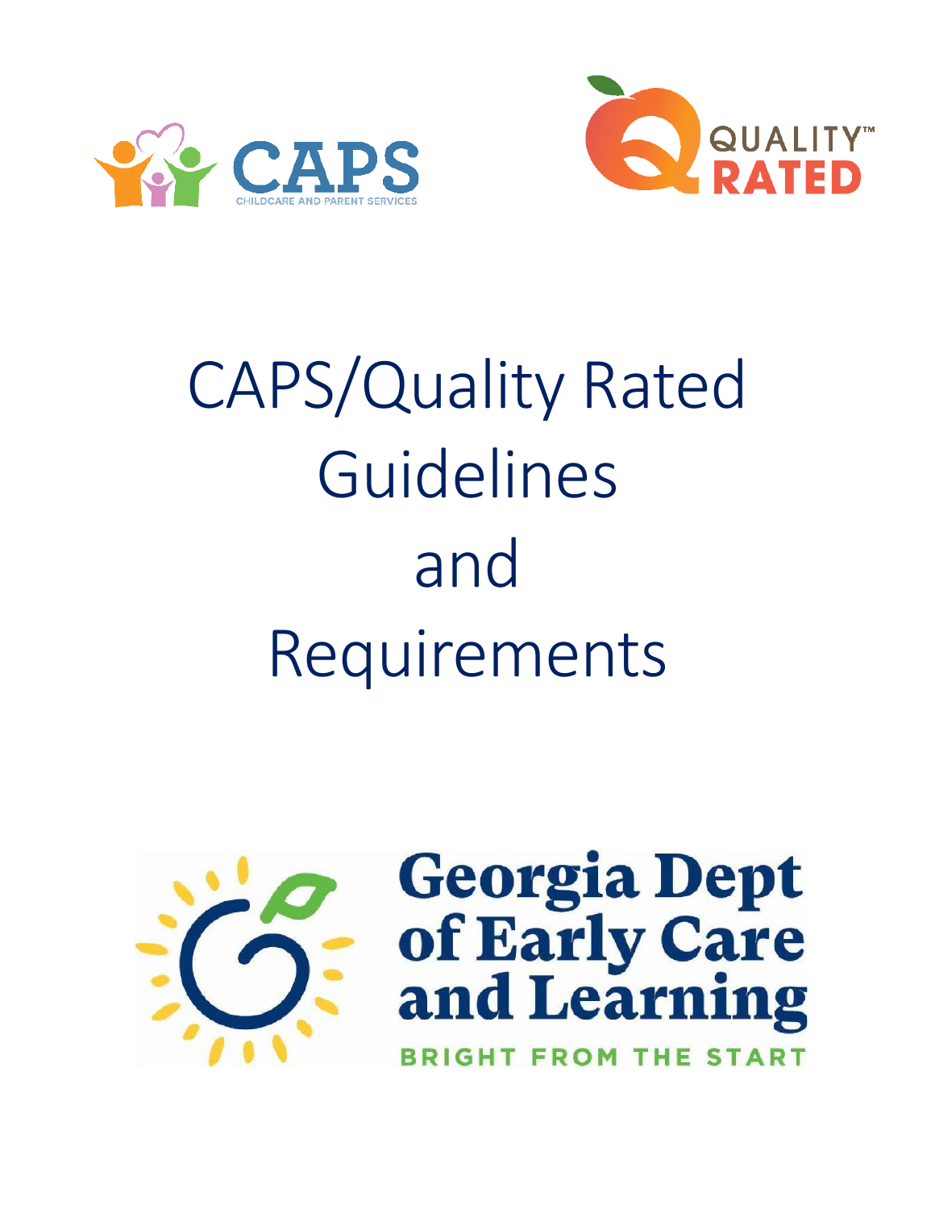CAPS

CHILDCARE AND PARENT SERVICES

QUALITY™ RATED

# CAPS/Quality Rated Guidelines and Requirements

Georgia Dept of Early Care and Learning

BRIGHT FROM THE START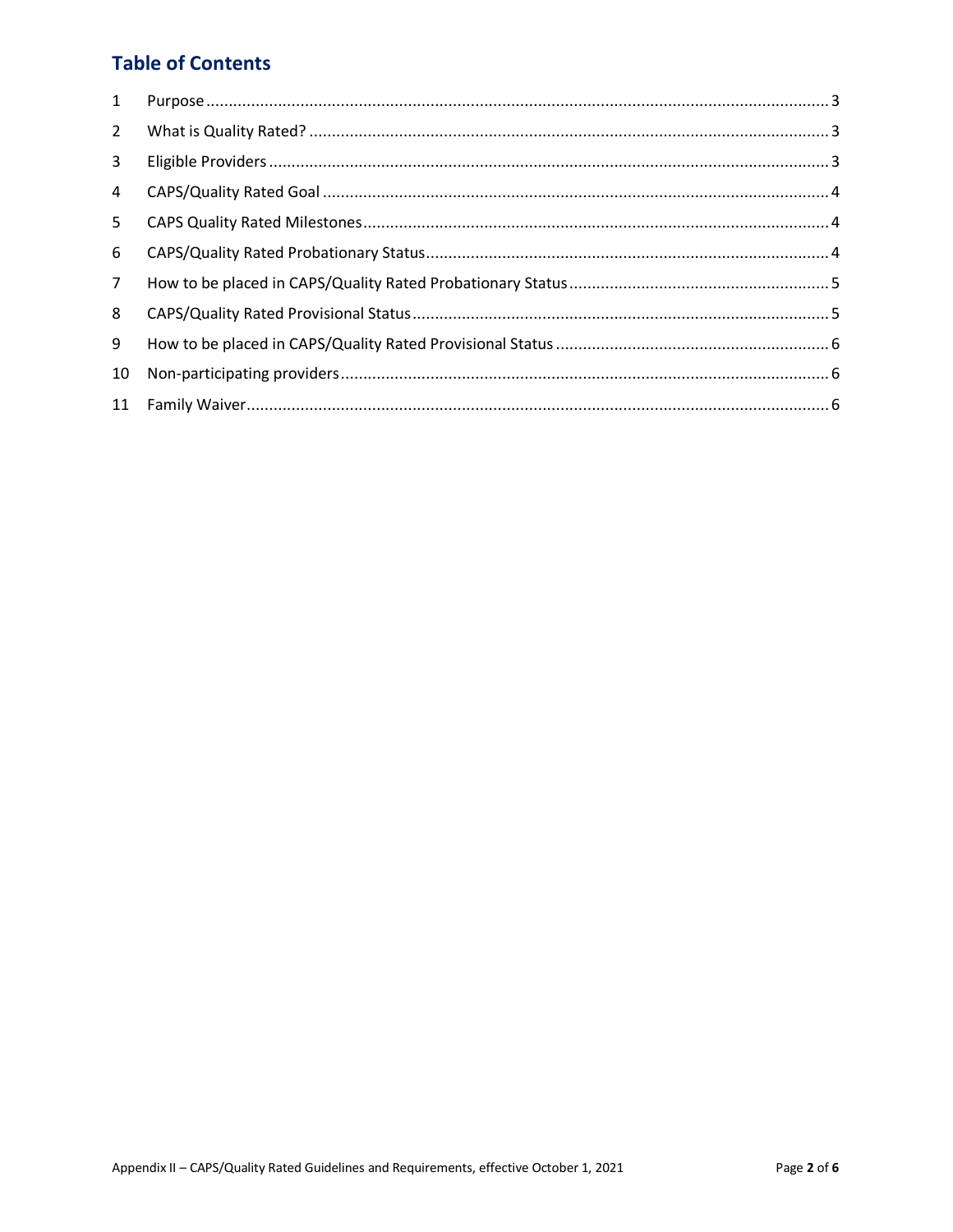## Table of Contents

| | | |
|---|---|---|
| 1 | Purpose | 3 |
| 2 | What is Quality Rated? | 3 |
| 3 | Eligible Providers | 3 |
| 4 | CAPS/Quality Rated Goal | 4 |
| 5 | CAPS Quality Rated Milestones | 4 |
| 6 | CAPS/Quality Rated Probationary Status | 4 |
| 7 | How to be placed in CAPS/Quality Rated Probationary Status | 5 |
| 8 | CAPS/Quality Rated Provisional Status | 5 |
| 9 | How to be placed in CAPS/Quality Rated Provisional Status | 6 |
| 10 | Non-participating providers | 6 |
| 11 | Family Waiver | 6 |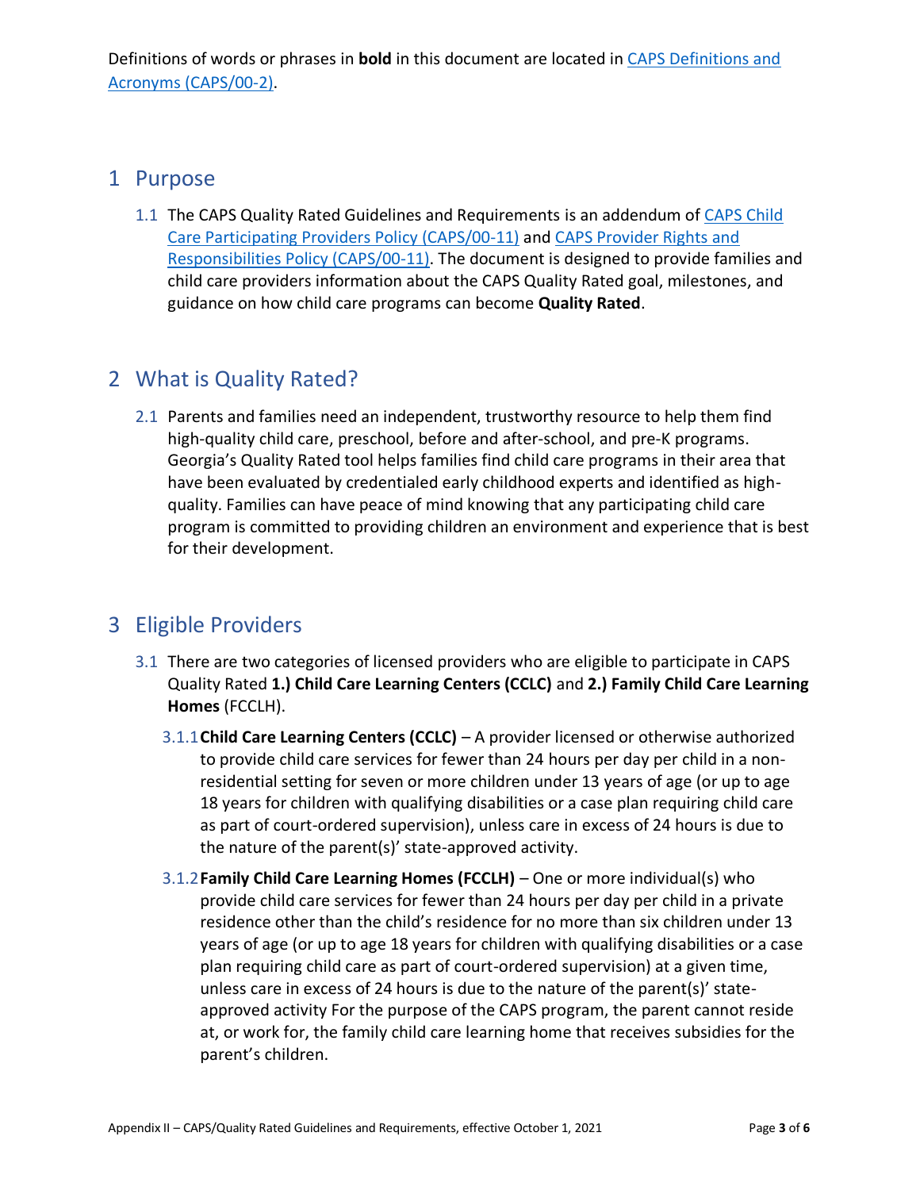Definitions of words or phrases in **bold** in this document are located in CAPS Definitions and Acronyms (CAPS/00-2).

## 1 Purpose

1.1 The CAPS Quality Rated Guidelines and Requirements is an addendum of CAPS Child Care Participating Providers Policy (CAPS/00-11) and CAPS Provider Rights and Responsibilities Policy (CAPS/00-11). The document is designed to provide families and child care providers information about the CAPS Quality Rated goal, milestones, and guidance on how child care programs can become **Quality Rated**.

## 2 What is Quality Rated?

2.1 Parents and families need an independent, trustworthy resource to help them find high-quality child care, preschool, before and after-school, and pre-K programs. Georgia's Quality Rated tool helps families find child care programs in their area that have been evaluated by credentialed early childhood experts and identified as high-quality. Families can have peace of mind knowing that any participating child care program is committed to providing children an environment and experience that is best for their development.

## 3 Eligible Providers

3.1 There are two categories of licensed providers who are eligible to participate in CAPS Quality Rated **1.) Child Care Learning Centers (CCLC)** and **2.) Family Child Care Learning Homes** (FCCLH).

3.1.1 **Child Care Learning Centers (CCLC)** – A provider licensed or otherwise authorized to provide child care services for fewer than 24 hours per day per child in a non-residential setting for seven or more children under 13 years of age (or up to age 18 years for children with qualifying disabilities or a case plan requiring child care as part of court-ordered supervision), unless care in excess of 24 hours is due to the nature of the parent(s)' state-approved activity.

3.1.2 **Family Child Care Learning Homes (FCCLH)** – One or more individual(s) who provide child care services for fewer than 24 hours per day per child in a private residence other than the child's residence for no more than six children under 13 years of age (or up to age 18 years for children with qualifying disabilities or a case plan requiring child care as part of court-ordered supervision) at a given time, unless care in excess of 24 hours is due to the nature of the parent(s)' state-approved activity For the purpose of the CAPS program, the parent cannot reside at, or work for, the family child care learning home that receives subsidies for the parent's children.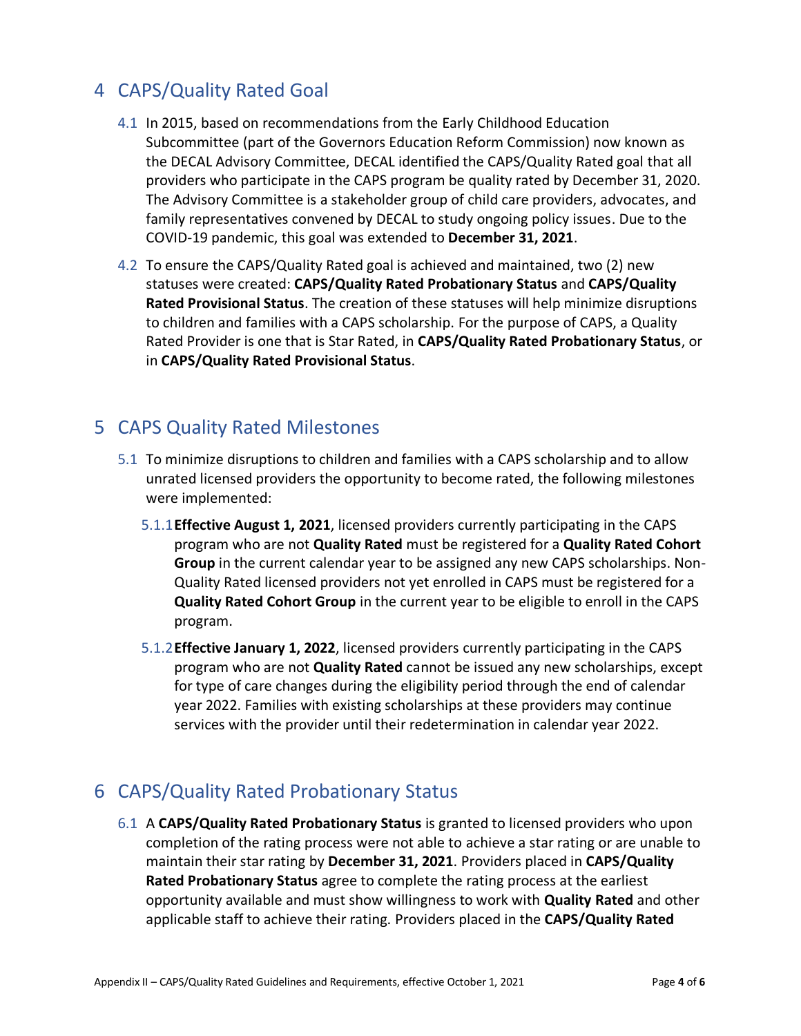## 4 CAPS/Quality Rated Goal

4.1 In 2015, based on recommendations from the Early Childhood Education Subcommittee (part of the Governors Education Reform Commission) now known as the DECAL Advisory Committee, DECAL identified the CAPS/Quality Rated goal that all providers who participate in the CAPS program be quality rated by December 31, 2020. The Advisory Committee is a stakeholder group of child care providers, advocates, and family representatives convened by DECAL to study ongoing policy issues. Due to the COVID-19 pandemic, this goal was extended to **December 31, 2021**.

4.2 To ensure the CAPS/Quality Rated goal is achieved and maintained, two (2) new statuses were created: **CAPS/Quality Rated Probationary Status** and **CAPS/Quality Rated Provisional Status**. The creation of these statuses will help minimize disruptions to children and families with a CAPS scholarship. For the purpose of CAPS, a Quality Rated Provider is one that is Star Rated, in **CAPS/Quality Rated Probationary Status**, or in **CAPS/Quality Rated Provisional Status**.

## 5 CAPS Quality Rated Milestones

5.1 To minimize disruptions to children and families with a CAPS scholarship and to allow unrated licensed providers the opportunity to become rated, the following milestones were implemented:

5.1.1 **Effective August 1, 2021**, licensed providers currently participating in the CAPS program who are not **Quality Rated** must be registered for a **Quality Rated Cohort Group** in the current calendar year to be assigned any new CAPS scholarships. Non-Quality Rated licensed providers not yet enrolled in CAPS must be registered for a **Quality Rated Cohort Group** in the current year to be eligible to enroll in the CAPS program.

5.1.2 **Effective January 1, 2022**, licensed providers currently participating in the CAPS program who are not **Quality Rated** cannot be issued any new scholarships, except for type of care changes during the eligibility period through the end of calendar year 2022. Families with existing scholarships at these providers may continue services with the provider until their redetermination in calendar year 2022.

## 6 CAPS/Quality Rated Probationary Status

6.1 A **CAPS/Quality Rated Probationary Status** is granted to licensed providers who upon completion of the rating process were not able to achieve a star rating or are unable to maintain their star rating by **December 31, 2021**. Providers placed in **CAPS/Quality Rated Probationary Status** agree to complete the rating process at the earliest opportunity available and must show willingness to work with **Quality Rated** and other applicable staff to achieve their rating. Providers placed in the **CAPS/Quality Rated**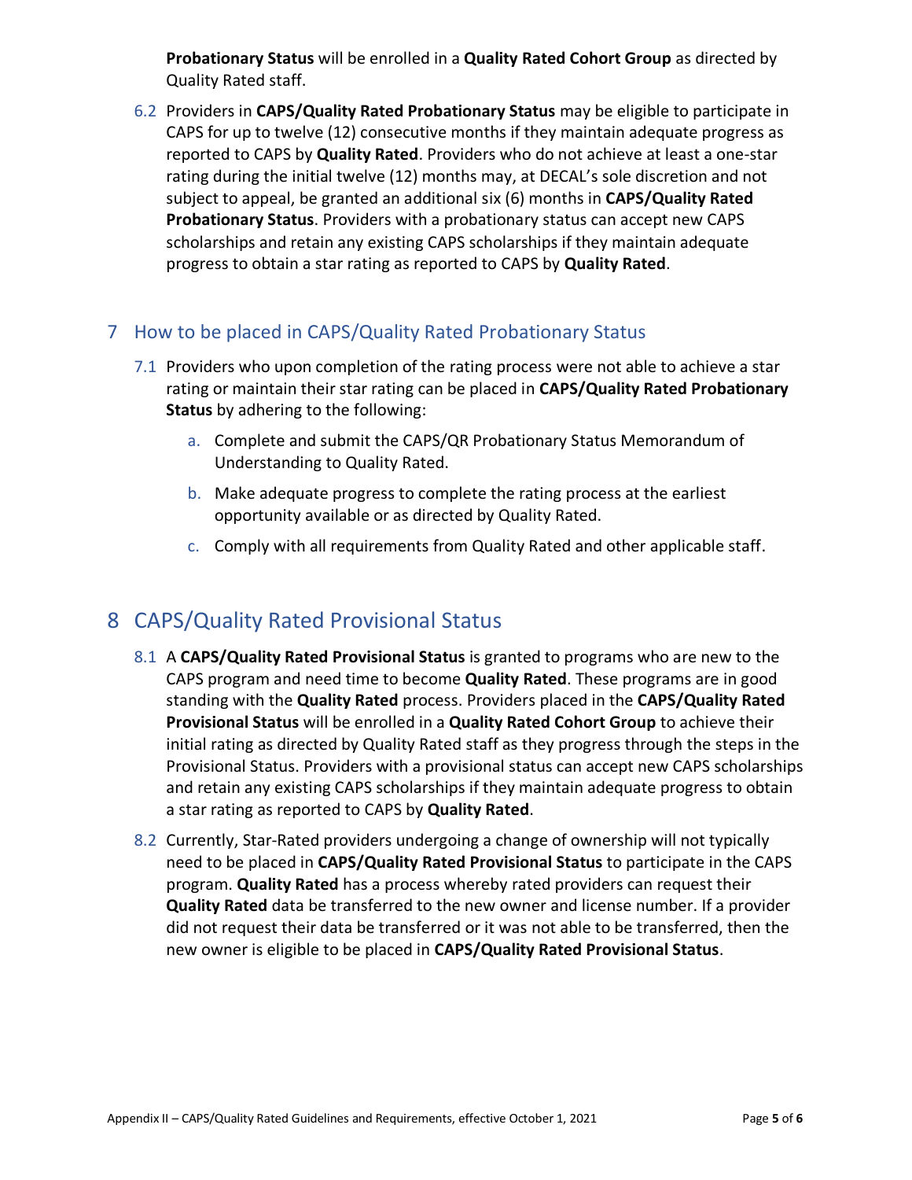**Probationary Status** will be enrolled in a **Quality Rated Cohort Group** as directed by Quality Rated staff.

6.2 Providers in **CAPS/Quality Rated Probationary Status** may be eligible to participate in CAPS for up to twelve (12) consecutive months if they maintain adequate progress as reported to CAPS by **Quality Rated**. Providers who do not achieve at least a one-star rating during the initial twelve (12) months may, at DECAL's sole discretion and not subject to appeal, be granted an additional six (6) months in **CAPS/Quality Rated Probationary Status**. Providers with a probationary status can accept new CAPS scholarships and retain any existing CAPS scholarships if they maintain adequate progress to obtain a star rating as reported to CAPS by **Quality Rated**.

## 7 How to be placed in CAPS/Quality Rated Probationary Status

7.1 Providers who upon completion of the rating process were not able to achieve a star rating or maintain their star rating can be placed in **CAPS/Quality Rated Probationary Status** by adhering to the following:

a. Complete and submit the CAPS/QR Probationary Status Memorandum of Understanding to Quality Rated.

b. Make adequate progress to complete the rating process at the earliest opportunity available or as directed by Quality Rated.

c. Comply with all requirements from Quality Rated and other applicable staff.

# 8 CAPS/Quality Rated Provisional Status

8.1 A **CAPS/Quality Rated Provisional Status** is granted to programs who are new to the CAPS program and need time to become **Quality Rated**. These programs are in good standing with the **Quality Rated** process. Providers placed in the **CAPS/Quality Rated Provisional Status** will be enrolled in a **Quality Rated Cohort Group** to achieve their initial rating as directed by Quality Rated staff as they progress through the steps in the Provisional Status. Providers with a provisional status can accept new CAPS scholarships and retain any existing CAPS scholarships if they maintain adequate progress to obtain a star rating as reported to CAPS by **Quality Rated**.

8.2 Currently, Star-Rated providers undergoing a change of ownership will not typically need to be placed in **CAPS/Quality Rated Provisional Status** to participate in the CAPS program. **Quality Rated** has a process whereby rated providers can request their **Quality Rated** data be transferred to the new owner and license number. If a provider did not request their data be transferred or it was not able to be transferred, then the new owner is eligible to be placed in **CAPS/Quality Rated Provisional Status**.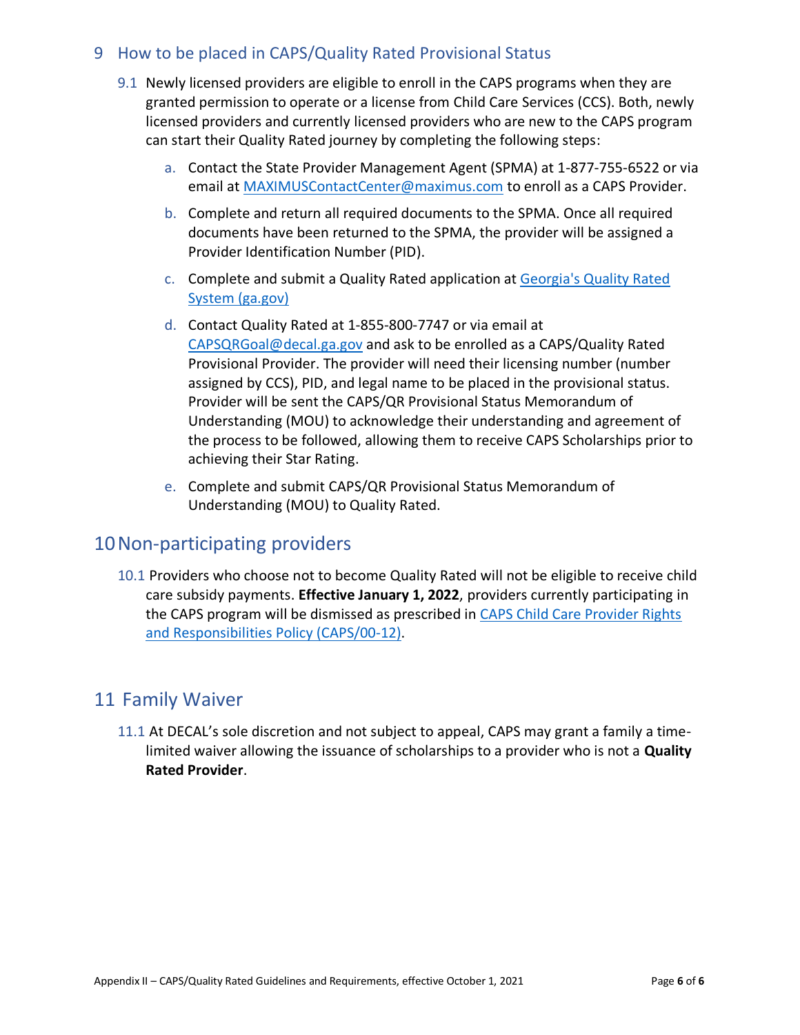## 9 How to be placed in CAPS/Quality Rated Provisional Status

9.1 Newly licensed providers are eligible to enroll in the CAPS programs when they are granted permission to operate or a license from Child Care Services (CCS). Both, newly licensed providers and currently licensed providers who are new to the CAPS program can start their Quality Rated journey by completing the following steps:

a. Contact the State Provider Management Agent (SPMA) at 1-877-755-6522 or via email at MAXIMUSContactCenter@maximus.com to enroll as a CAPS Provider.

b. Complete and return all required documents to the SPMA. Once all required documents have been returned to the SPMA, the provider will be assigned a Provider Identification Number (PID).

c. Complete and submit a Quality Rated application at Georgia's Quality Rated System (ga.gov)

d. Contact Quality Rated at 1-855-800-7747 or via email at CAPSQRGoal@decal.ga.gov and ask to be enrolled as a CAPS/Quality Rated Provisional Provider. The provider will need their licensing number (number assigned by CCS), PID, and legal name to be placed in the provisional status. Provider will be sent the CAPS/QR Provisional Status Memorandum of Understanding (MOU) to acknowledge their understanding and agreement of the process to be followed, allowing them to receive CAPS Scholarships prior to achieving their Star Rating.

e. Complete and submit CAPS/QR Provisional Status Memorandum of Understanding (MOU) to Quality Rated.

## 10 Non-participating providers

10.1 Providers who choose not to become Quality Rated will not be eligible to receive child care subsidy payments. **Effective January 1, 2022**, providers currently participating in the CAPS program will be dismissed as prescribed in CAPS Child Care Provider Rights and Responsibilities Policy (CAPS/00-12).

## 11 Family Waiver

11.1 At DECAL's sole discretion and not subject to appeal, CAPS may grant a family a time-limited waiver allowing the issuance of scholarships to a provider who is not a **Quality Rated Provider**.